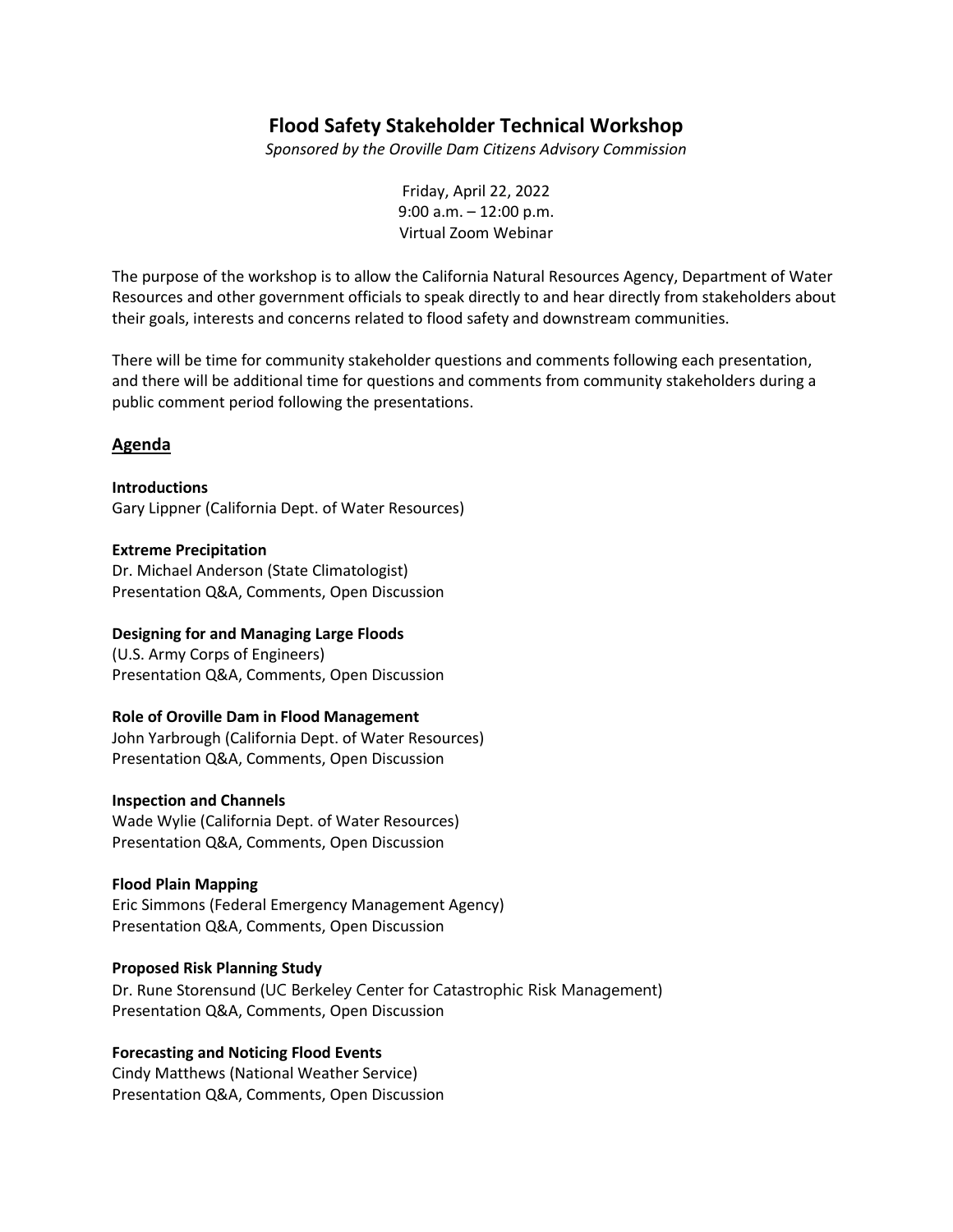# Flood Safety Stakeholder Technical Workshop

*Sponsored by the Oroville Dam Citizens Advisory Commission*

Friday, April 22, 2022
9:00 a.m. – 12:00 p.m.
Virtual Zoom Webinar

The purpose of the workshop is to allow the California Natural Resources Agency, Department of Water Resources and other government officials to speak directly to and hear directly from stakeholders about their goals, interests and concerns related to flood safety and downstream communities.

There will be time for community stakeholder questions and comments following each presentation, and there will be additional time for questions and comments from community stakeholders during a public comment period following the presentations.

## Agenda

**Introductions**
Gary Lippner (California Dept. of Water Resources)

**Extreme Precipitation**
Dr. Michael Anderson (State Climatologist)
Presentation Q&A, Comments, Open Discussion

**Designing for and Managing Large Floods**
(U.S. Army Corps of Engineers)
Presentation Q&A, Comments, Open Discussion

**Role of Oroville Dam in Flood Management**
John Yarbrough (California Dept. of Water Resources)
Presentation Q&A, Comments, Open Discussion

**Inspection and Channels**
Wade Wylie (California Dept. of Water Resources)
Presentation Q&A, Comments, Open Discussion

**Flood Plain Mapping**
Eric Simmons (Federal Emergency Management Agency)
Presentation Q&A, Comments, Open Discussion

**Proposed Risk Planning Study**
Dr. Rune Storensund (UC Berkeley Center for Catastrophic Risk Management)
Presentation Q&A, Comments, Open Discussion

**Forecasting and Noticing Flood Events**
Cindy Matthews (National Weather Service)
Presentation Q&A, Comments, Open Discussion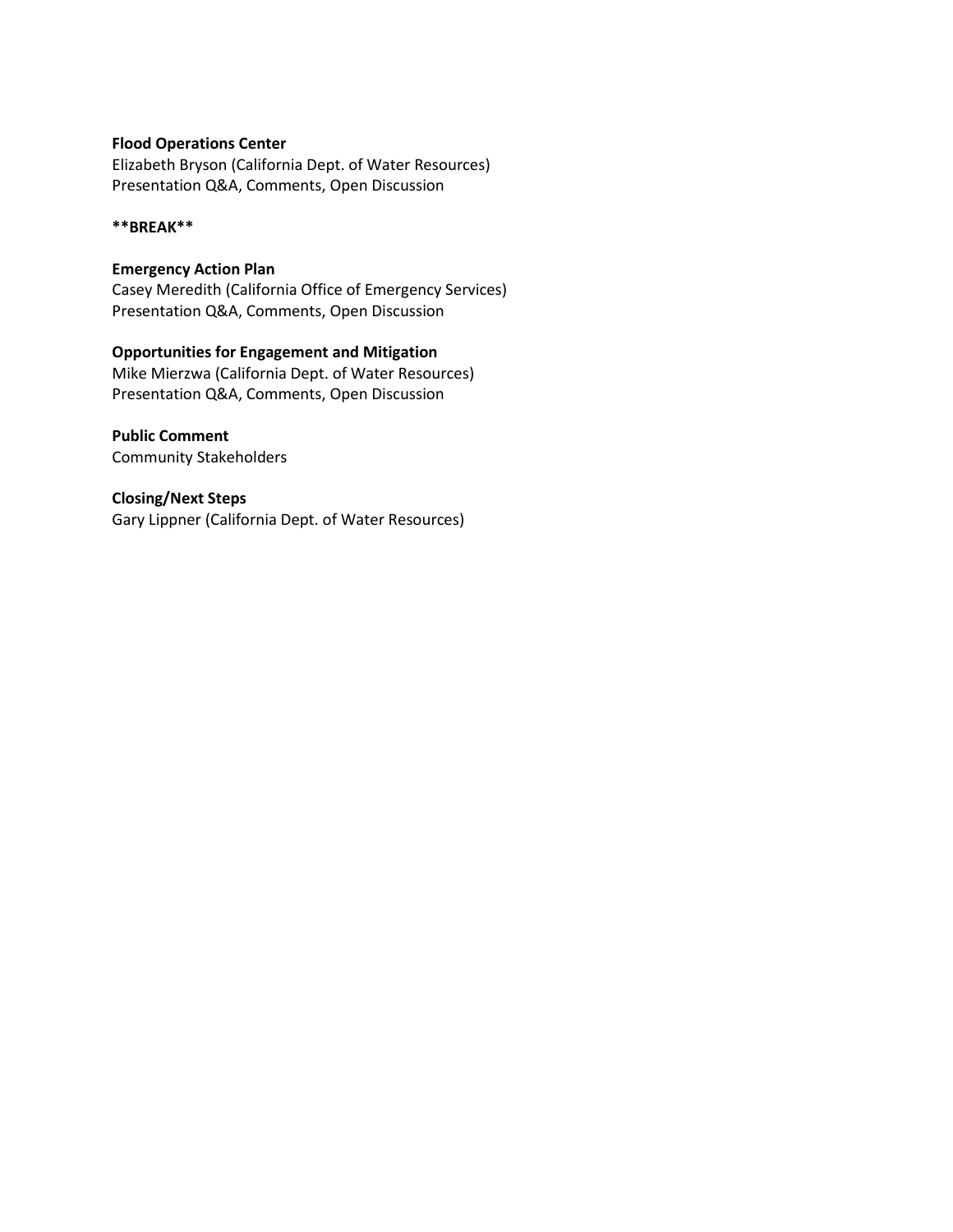**Flood Operations Center**
Elizabeth Bryson (California Dept. of Water Resources)
Presentation Q&A, Comments, Open Discussion

**BREAK**

**Emergency Action Plan**
Casey Meredith (California Office of Emergency Services)
Presentation Q&A, Comments, Open Discussion

**Opportunities for Engagement and Mitigation**
Mike Mierzwa (California Dept. of Water Resources)
Presentation Q&A, Comments, Open Discussion

**Public Comment**
Community Stakeholders

**Closing/Next Steps**
Gary Lippner (California Dept. of Water Resources)